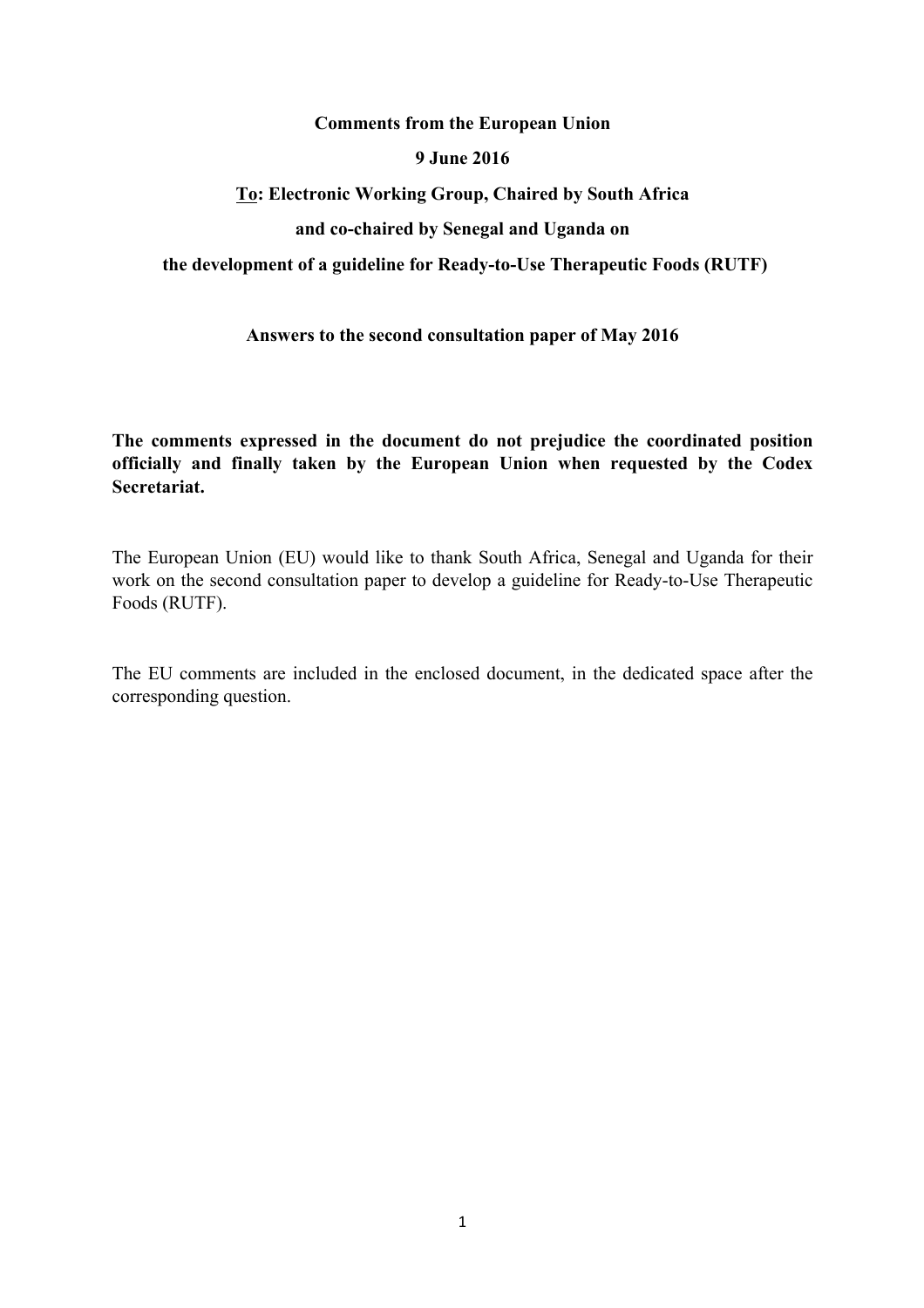**Comments from the European Union**

**9 June 2016**

**<u>To</u>: Electronic Working Group, Chaired by South Africa**

**and co-chaired by Senegal and Uganda on**

**the development of a guideline for Ready-to-Use Therapeutic Foods (RUTF)**

**Answers to the second consultation paper of May 2016**

**The comments expressed in the document do not prejudice the coordinated position officially and finally taken by the European Union when requested by the Codex Secretariat.**

The European Union (EU) would like to thank South Africa, Senegal and Uganda for their work on the second consultation paper to develop a guideline for Ready-to-Use Therapeutic Foods (RUTF).

The EU comments are included in the enclosed document, in the dedicated space after the corresponding question.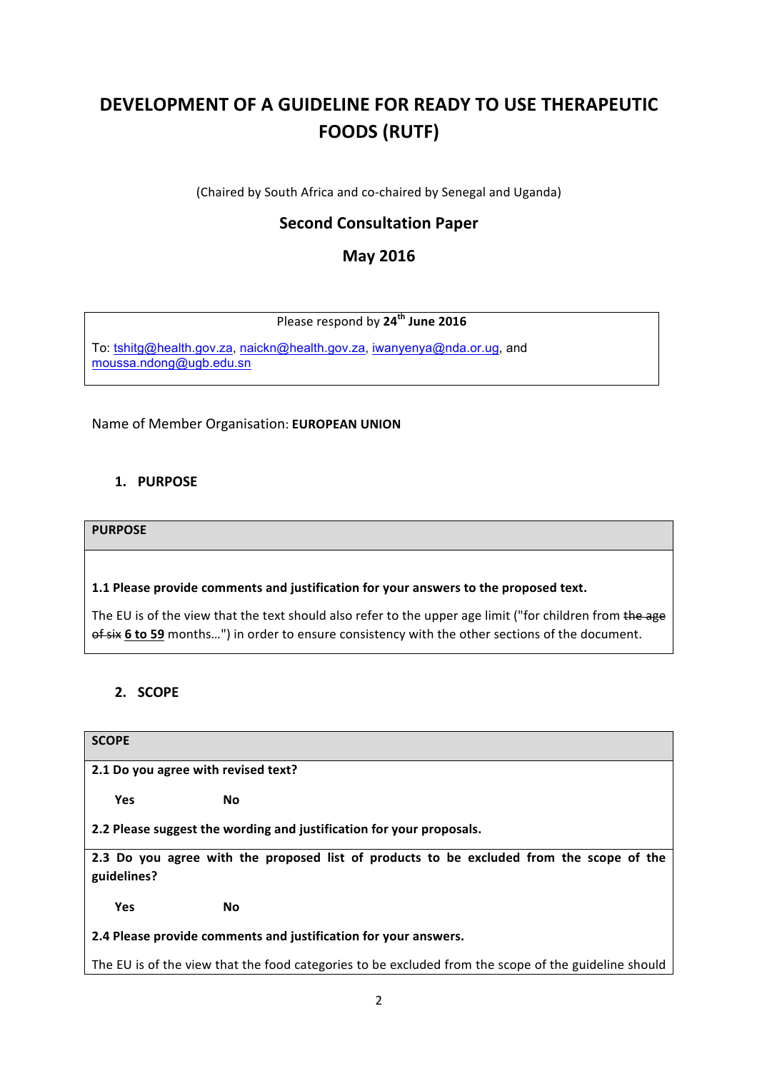# DEVELOPMENT OF A GUIDELINE FOR READY TO USE THERAPEUTIC FOODS (RUTF)

(Chaired by South Africa and co-chaired by Senegal and Uganda)

## Second Consultation Paper

## May 2016

| Please respond by **24th June 2016** |
|---|
| To: tshitg@health.gov.za, naickn@health.gov.za, iwanyenya@nda.or.ug, and moussa.ndong@ugb.edu.sn |

Name of Member Organisation: **EUROPEAN UNION**

## 1. PURPOSE

| **PURPOSE** |
|---|
| **1.1 Please provide comments and justification for your answers to the proposed text.**<br><br>The EU is of the view that the text should also refer to the upper age limit ("for children from ~~the age of six~~ **6 to 59** months…") in order to ensure consistency with the other sections of the document. |

## 2. SCOPE

| **SCOPE** |
|---|
| **2.1 Do you agree with revised text?**<br><br>**Yes** **No** |
| **2.2 Please suggest the wording and justification for your proposals.** |
| **2.3 Do you agree with the proposed list of products to be excluded from the scope of the guidelines?**<br><br>**Yes** **No** |
| **2.4 Please provide comments and justification for your answers.**<br><br>The EU is of the view that the food categories to be excluded from the scope of the guideline should |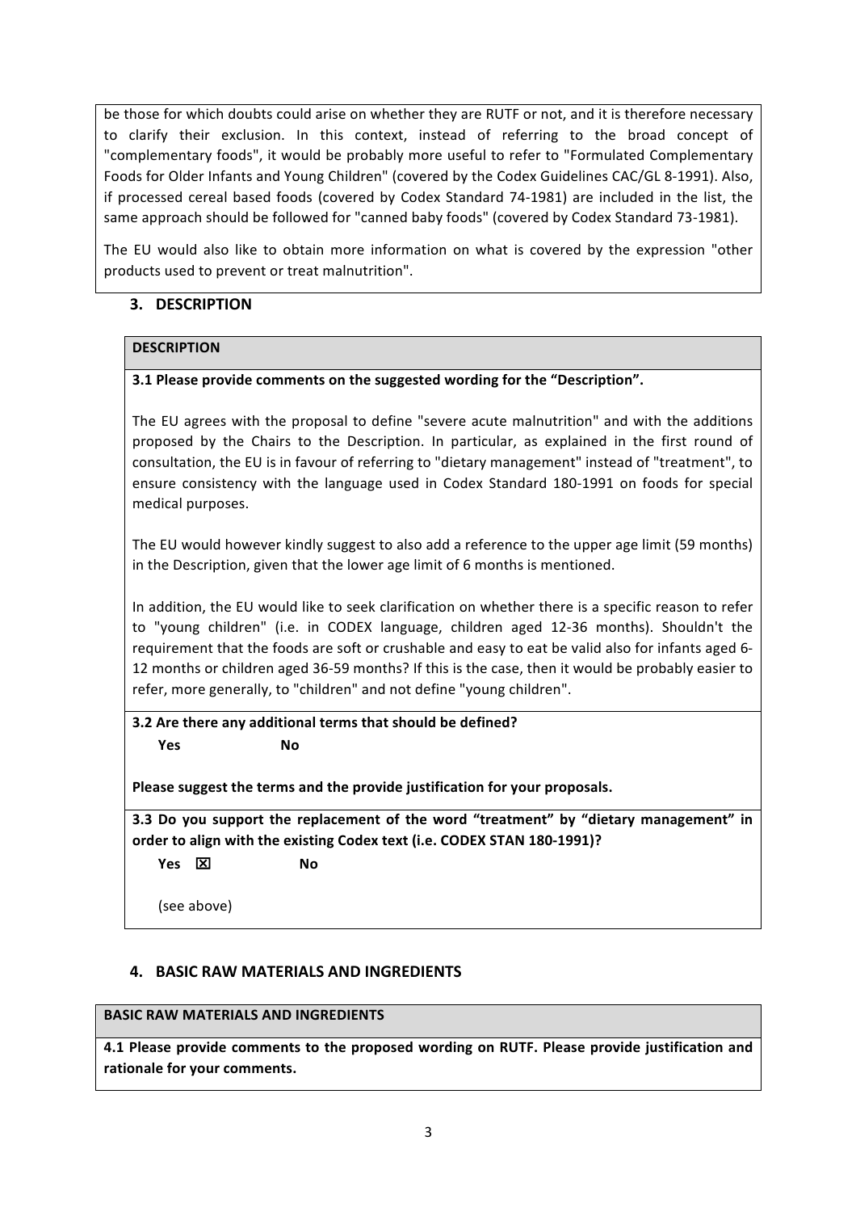be those for which doubts could arise on whether they are RUTF or not, and it is therefore necessary to clarify their exclusion. In this context, instead of referring to the broad concept of "complementary foods", it would be probably more useful to refer to "Formulated Complementary Foods for Older Infants and Young Children" (covered by the Codex Guidelines CAC/GL 8-1991). Also, if processed cereal based foods (covered by Codex Standard 74-1981) are included in the list, the same approach should be followed for "canned baby foods" (covered by Codex Standard 73-1981).

The EU would also like to obtain more information on what is covered by the expression "other products used to prevent or treat malnutrition".

## 3. DESCRIPTION

**DESCRIPTION**

**3.1 Please provide comments on the suggested wording for the "Description".**

The EU agrees with the proposal to define "severe acute malnutrition" and with the additions proposed by the Chairs to the Description. In particular, as explained in the first round of consultation, the EU is in favour of referring to "dietary management" instead of "treatment", to ensure consistency with the language used in Codex Standard 180-1991 on foods for special medical purposes.

The EU would however kindly suggest to also add a reference to the upper age limit (59 months) in the Description, given that the lower age limit of 6 months is mentioned.

In addition, the EU would like to seek clarification on whether there is a specific reason to refer to "young children" (i.e. in CODEX language, children aged 12-36 months). Shouldn't the requirement that the foods are soft or crushable and easy to eat be valid also for infants aged 6-12 months or children aged 36-59 months? If this is the case, then it would be probably easier to refer, more generally, to "children" and not define "young children".

**3.2 Are there any additional terms that should be defined?**

**Yes** **No**

**Please suggest the terms and the provide justification for your proposals.**

**3.3 Do you support the replacement of the word "treatment" by "dietary management" in order to align with the existing Codex text (i.e. CODEX STAN 180-1991)?**

**Yes** ☒ **No**

(see above)

## 4. BASIC RAW MATERIALS AND INGREDIENTS

**BASIC RAW MATERIALS AND INGREDIENTS**

**4.1 Please provide comments to the proposed wording on RUTF. Please provide justification and rationale for your comments.**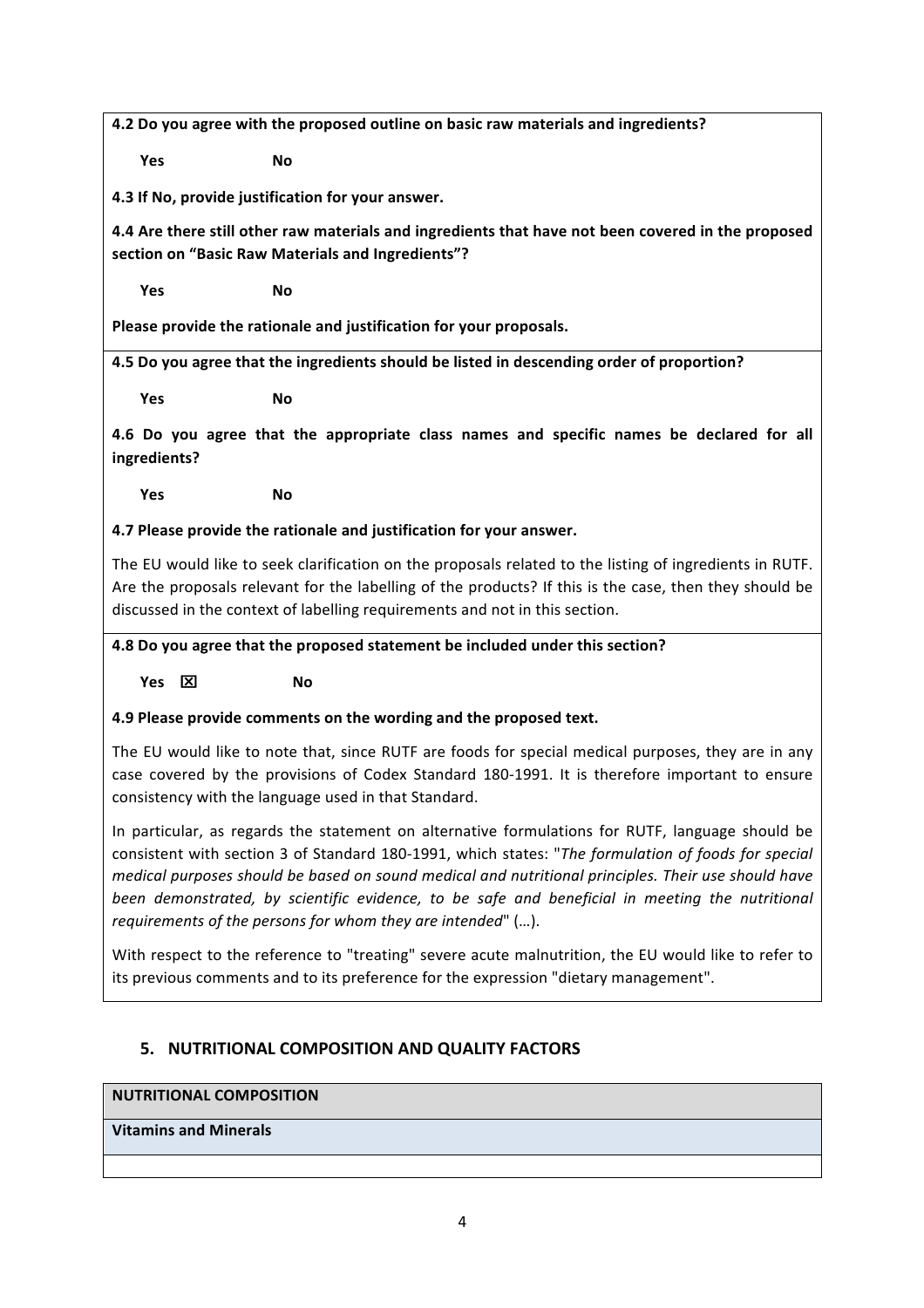**4.2 Do you agree with the proposed outline on basic raw materials and ingredients?**

**Yes** **No**

**4.3 If No, provide justification for your answer.**

**4.4 Are there still other raw materials and ingredients that have not been covered in the proposed section on "Basic Raw Materials and Ingredients"?**

**Yes** **No**

**Please provide the rationale and justification for your proposals.**

**4.5 Do you agree that the ingredients should be listed in descending order of proportion?**

**Yes** **No**

**4.6 Do you agree that the appropriate class names and specific names be declared for all ingredients?**

**Yes** **No**

**4.7 Please provide the rationale and justification for your answer.**

The EU would like to seek clarification on the proposals related to the listing of ingredients in RUTF. Are the proposals relevant for the labelling of the products? If this is the case, then they should be discussed in the context of labelling requirements and not in this section.

**4.8 Do you agree that the proposed statement be included under this section?**

**Yes** ☒ **No**

**4.9 Please provide comments on the wording and the proposed text.**

The EU would like to note that, since RUTF are foods for special medical purposes, they are in any case covered by the provisions of Codex Standard 180-1991. It is therefore important to ensure consistency with the language used in that Standard.

In particular, as regards the statement on alternative formulations for RUTF, language should be consistent with section 3 of Standard 180-1991, which states: "*The formulation of foods for special medical purposes should be based on sound medical and nutritional principles. Their use should have been demonstrated, by scientific evidence, to be safe and beneficial in meeting the nutritional requirements of the persons for whom they are intended*" (…).

With respect to the reference to "treating" severe acute malnutrition, the EU would like to refer to its previous comments and to its preference for the expression "dietary management".

## 5. NUTRITIONAL COMPOSITION AND QUALITY FACTORS

| **NUTRITIONAL COMPOSITION** |
|---|
| **Vitamins and Minerals** |
| |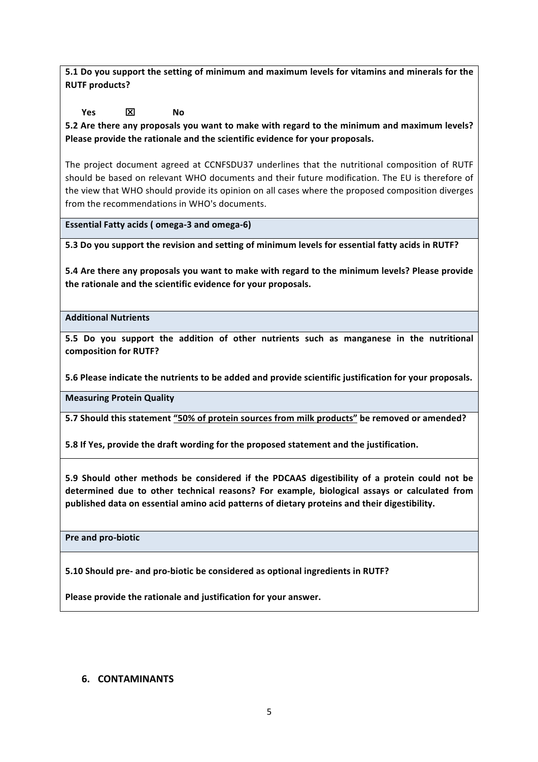**5.1 Do you support the setting of minimum and maximum levels for vitamins and minerals for the RUTF products?**

**Yes** ☒ **No**

**5.2 Are there any proposals you want to make with regard to the minimum and maximum levels? Please provide the rationale and the scientific evidence for your proposals.**

The project document agreed at CCNFSDU37 underlines that the nutritional composition of RUTF should be based on relevant WHO documents and their future modification. The EU is therefore of the view that WHO should provide its opinion on all cases where the proposed composition diverges from the recommendations in WHO's documents.

**Essential Fatty acids ( omega-3 and omega-6)**

**5.3 Do you support the revision and setting of minimum levels for essential fatty acids in RUTF?**

**5.4 Are there any proposals you want to make with regard to the minimum levels? Please provide the rationale and the scientific evidence for your proposals.**

**Additional Nutrients**

**5.5 Do you support the addition of other nutrients such as manganese in the nutritional composition for RUTF?**

**5.6 Please indicate the nutrients to be added and provide scientific justification for your proposals.**

**Measuring Protein Quality**

**5.7 Should this statement <u>"50% of protein sources from milk products"</u> be removed or amended?**

**5.8 If Yes, provide the draft wording for the proposed statement and the justification.**

**5.9 Should other methods be considered if the PDCAAS digestibility of a protein could not be determined due to other technical reasons? For example, biological assays or calculated from published data on essential amino acid patterns of dietary proteins and their digestibility.**

**Pre and pro-biotic**

**5.10 Should pre- and pro-biotic be considered as optional ingredients in RUTF?**

**Please provide the rationale and justification for your answer.**

## 6. CONTAMINANTS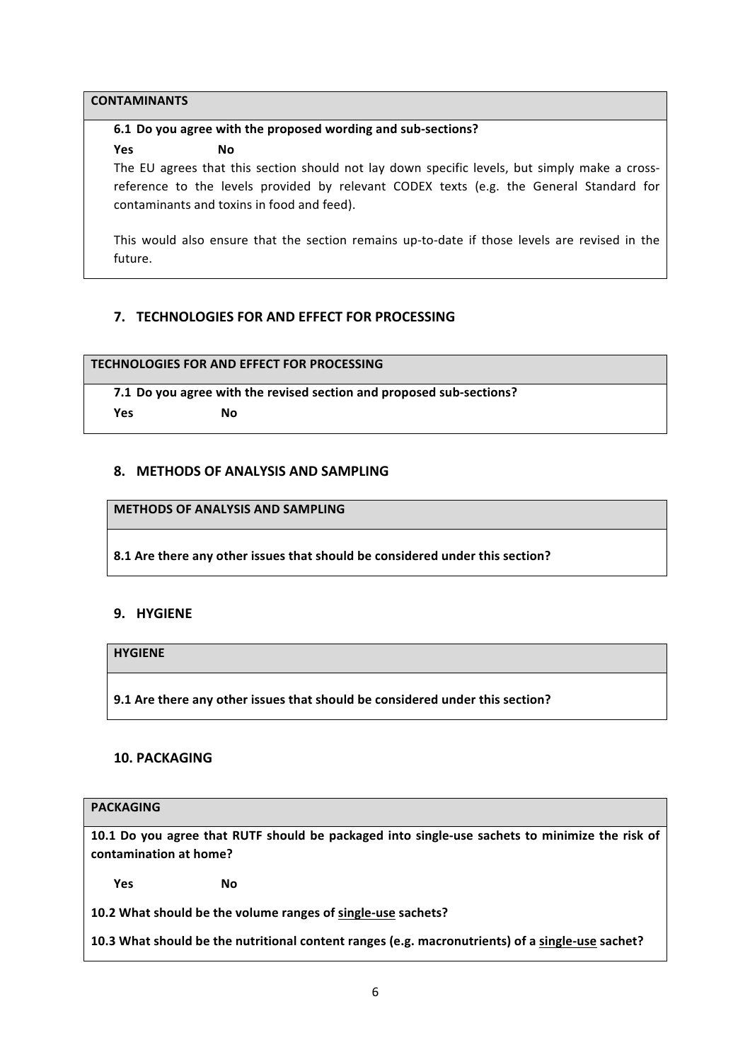**CONTAMINANTS**

**6.1 Do you agree with the proposed wording and sub-sections?**

**Yes** **No**

The EU agrees that this section should not lay down specific levels, but simply make a cross-reference to the levels provided by relevant CODEX texts (e.g. the General Standard for contaminants and toxins in food and feed).

This would also ensure that the section remains up-to-date if those levels are revised in the future.

## 7. TECHNOLOGIES FOR AND EFFECT FOR PROCESSING

**TECHNOLOGIES FOR AND EFFECT FOR PROCESSING**

**7.1 Do you agree with the revised section and proposed sub-sections?**

**Yes** **No**

## 8. METHODS OF ANALYSIS AND SAMPLING

**METHODS OF ANALYSIS AND SAMPLING**

**8.1 Are there any other issues that should be considered under this section?**

## 9. HYGIENE

**HYGIENE**

**9.1 Are there any other issues that should be considered under this section?**

## 10. PACKAGING

**PACKAGING**

**10.1 Do you agree that RUTF should be packaged into single-use sachets to minimize the risk of contamination at home?**

**Yes** **No**

**10.2 What should be the volume ranges of <u>single-use</u> sachets?**

**10.3 What should be the nutritional content ranges (e.g. macronutrients) of a <u>single-use</u> sachet?**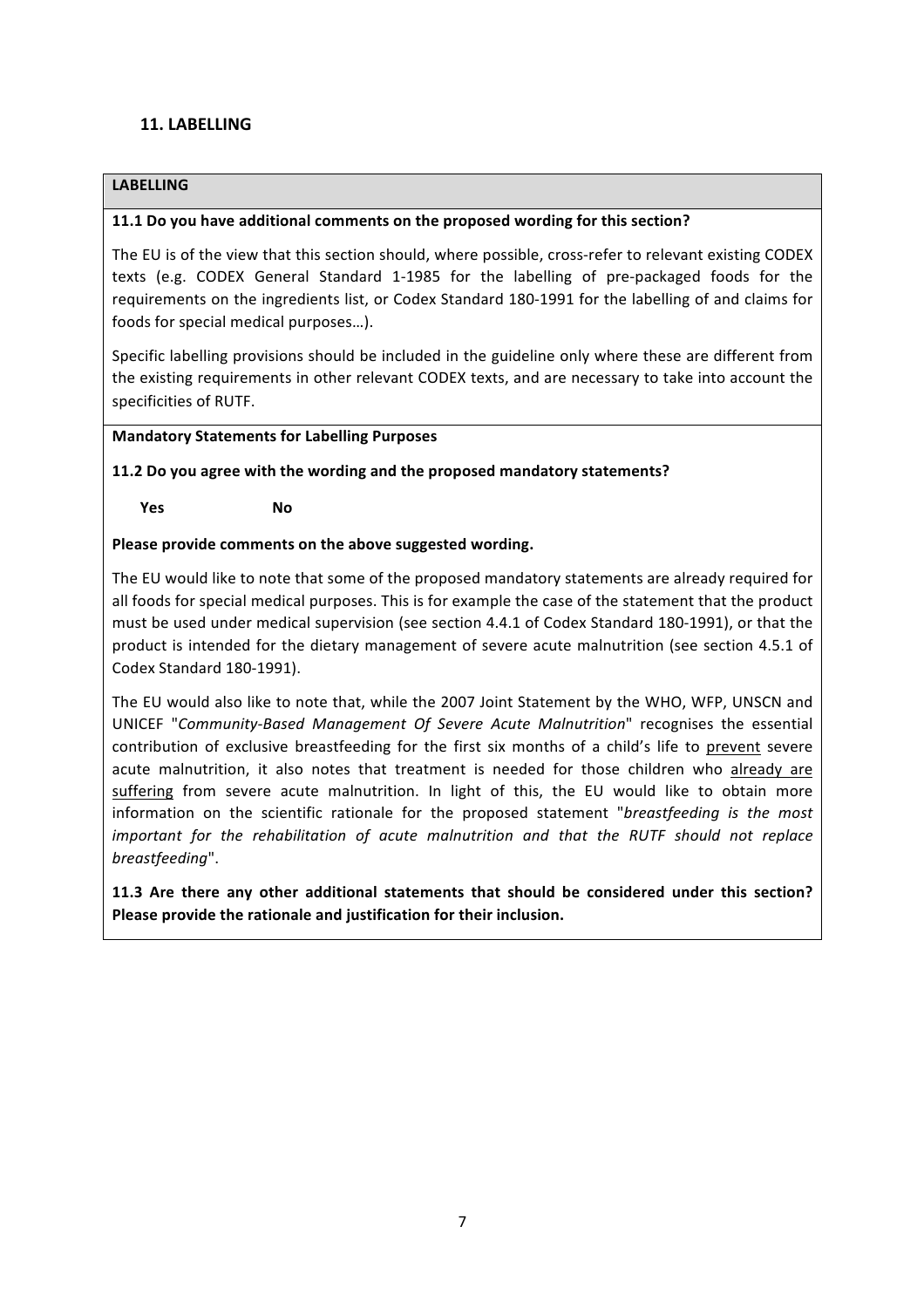## 11. LABELLING

**LABELLING**

**11.1 Do you have additional comments on the proposed wording for this section?**

The EU is of the view that this section should, where possible, cross-refer to relevant existing CODEX texts (e.g. CODEX General Standard 1-1985 for the labelling of pre-packaged foods for the requirements on the ingredients list, or Codex Standard 180-1991 for the labelling of and claims for foods for special medical purposes…).

Specific labelling provisions should be included in the guideline only where these are different from the existing requirements in other relevant CODEX texts, and are necessary to take into account the specificities of RUTF.

**Mandatory Statements for Labelling Purposes**

**11.2 Do you agree with the wording and the proposed mandatory statements?**

**Yes** **No**

**Please provide comments on the above suggested wording.**

The EU would like to note that some of the proposed mandatory statements are already required for all foods for special medical purposes. This is for example the case of the statement that the product must be used under medical supervision (see section 4.4.1 of Codex Standard 180-1991), or that the product is intended for the dietary management of severe acute malnutrition (see section 4.5.1 of Codex Standard 180-1991).

The EU would also like to note that, while the 2007 Joint Statement by the WHO, WFP, UNSCN and UNICEF "*Community-Based Management Of Severe Acute Malnutrition*" recognises the essential contribution of exclusive breastfeeding for the first six months of a child's life to <u>prevent</u> severe acute malnutrition, it also notes that treatment is needed for those children who <u>already are suffering</u> from severe acute malnutrition. In light of this, the EU would like to obtain more information on the scientific rationale for the proposed statement "*breastfeeding is the most important for the rehabilitation of acute malnutrition and that the RUTF should not replace breastfeeding*".

**11.3 Are there any other additional statements that should be considered under this section? Please provide the rationale and justification for their inclusion.**